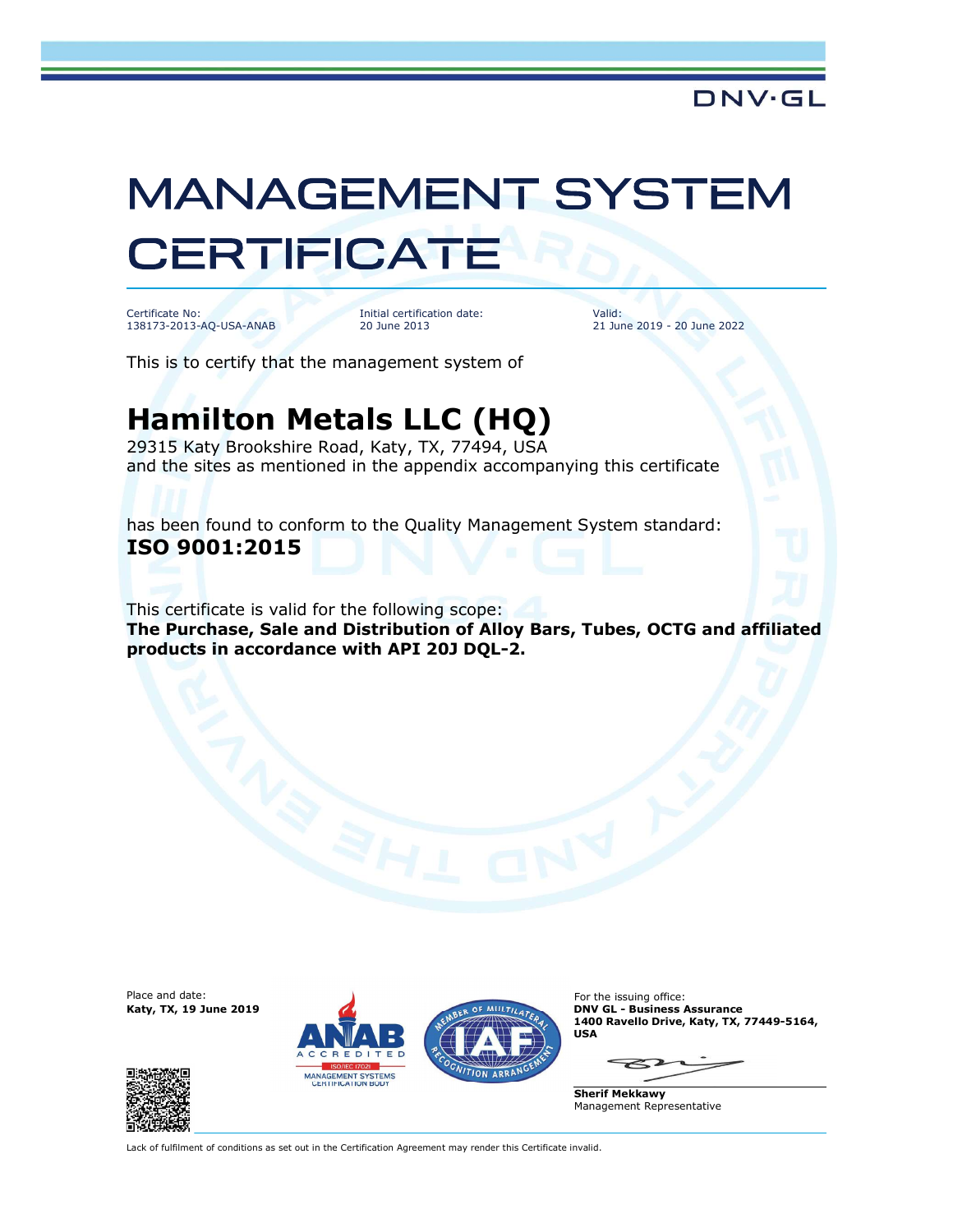DNV·GL

# MANAGEMENT SYSTEM CERTIFICATE

Certificate No:
138173-2013-AQ-USA-ANAB

Initial certification date:
20 June 2013

Valid:
21 June 2019 - 20 June 2022

This is to certify that the management system of

## Hamilton Metals LLC (HQ)

29315 Katy Brookshire Road, Katy, TX, 77494, USA
and the sites as mentioned in the appendix accompanying this certificate

has been found to conform to the Quality Management System standard:
**ISO 9001:2015**

This certificate is valid for the following scope:
**The Purchase, Sale and Distribution of Alloy Bars, Tubes, OCTG and affiliated products in accordance with API 20J DQL-2.**

Place and date:
**Katy, TX, 19 June 2019**

ANAB ACCREDITED ISO/IEC 17021 MANAGEMENT SYSTEMS CERTIFICATION BODY

MEMBER OF MULTILATERAL RECOGNITION ARRANGEMENT IAF

For the issuing office:
**DNV GL - Business Assurance**
**1400 Ravello Drive, Katy, TX, 77449-5164, USA**

**Sherif Mekkawy**
Management Representative

Lack of fulfilment of conditions as set out in the Certification Agreement may render this Certificate invalid.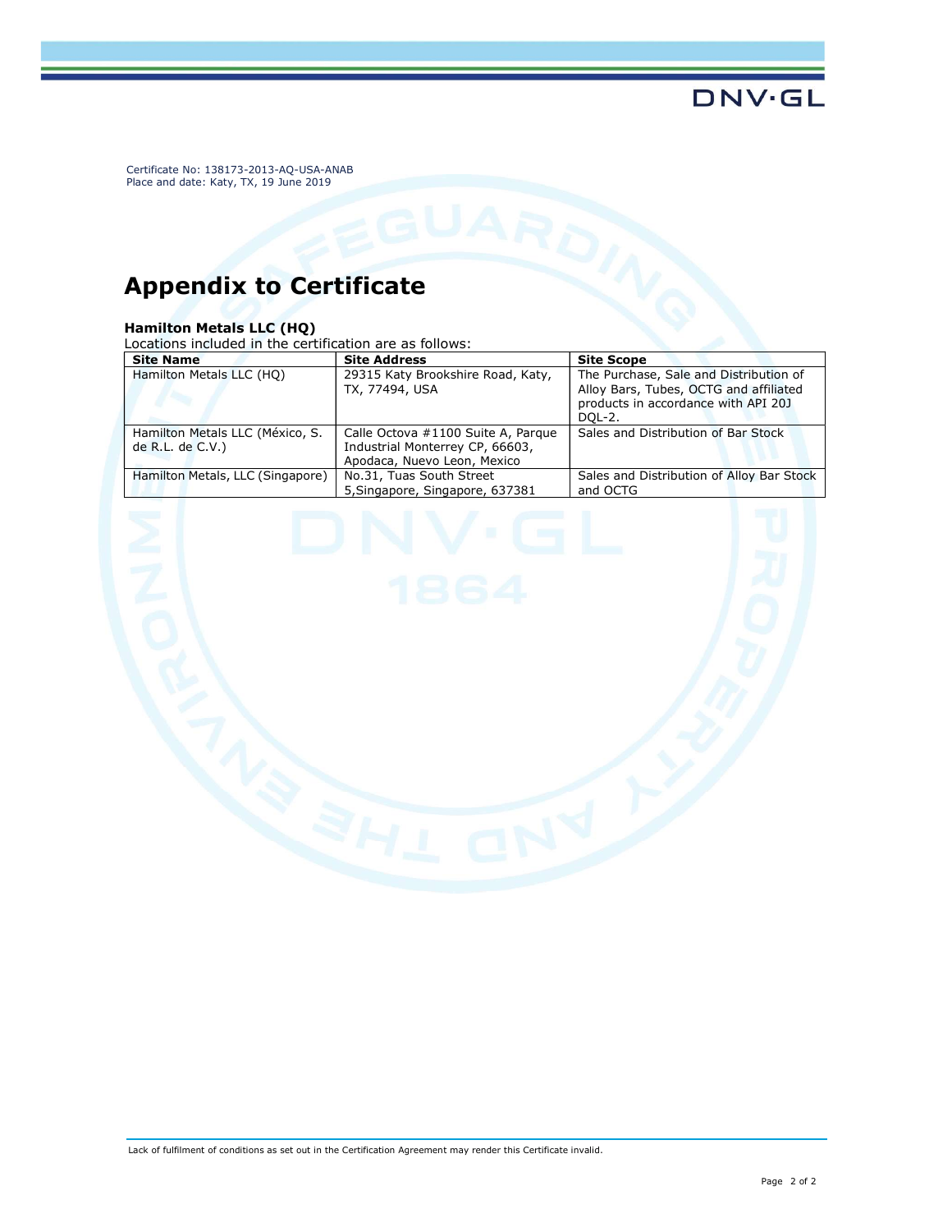Certificate No: 138173-2013-AQ-USA-ANAB
Place and date: Katy, TX, 19 June 2019

# Appendix to Certificate

**Hamilton Metals LLC (HQ)**

Locations included in the certification are as follows:

| Site Name | Site Address | Site Scope |
| --- | --- | --- |
| Hamilton Metals LLC (HQ) | 29315 Katy Brookshire Road, Katy, TX, 77494, USA | The Purchase, Sale and Distribution of Alloy Bars, Tubes, OCTG and affiliated products in accordance with API 20J DQL-2. |
| Hamilton Metals LLC (México, S. de R.L. de C.V.) | Calle Octova #1100 Suite A, Parque Industrial Monterrey CP, 66603, Apodaca, Nuevo Leon, Mexico | Sales and Distribution of Bar Stock |
| Hamilton Metals, LLC (Singapore) | No.31, Tuas South Street 5,Singapore, Singapore, 637381 | Sales and Distribution of Alloy Bar Stock and OCTG |

Lack of fulfilment of conditions as set out in the Certification Agreement may render this Certificate invalid.